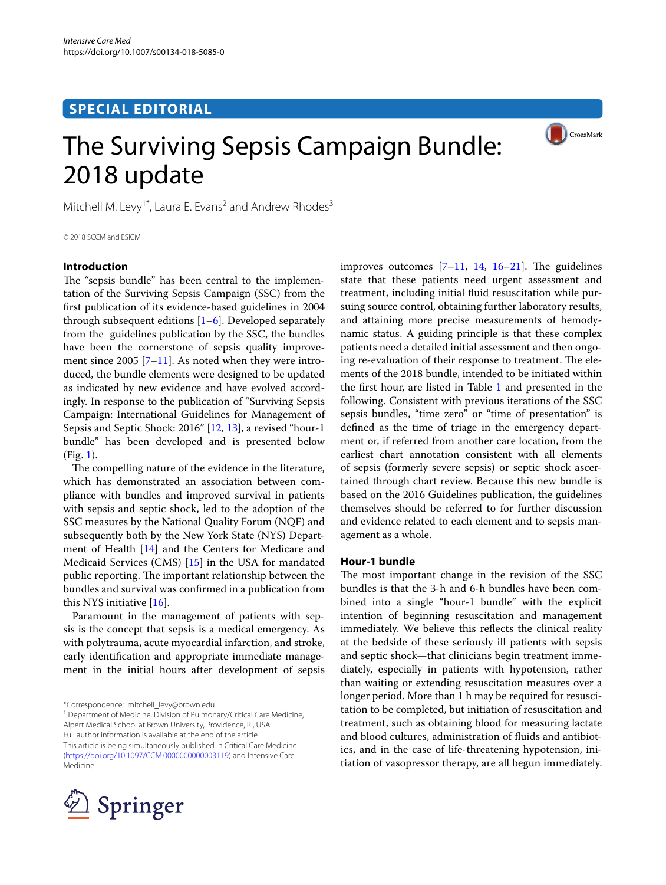*Intensive Care Med*
https://doi.org/10.1007/s00134-018-5085-0

SPECIAL EDITORIAL

# The Surviving Sepsis Campaign Bundle: 2018 update

Mitchell M. Levy[1*], Laura E. Evans[2] and Andrew Rhodes[3]

© 2018 SCCM and ESICM

## Introduction

The "sepsis bundle" has been central to the implementation of the Surviving Sepsis Campaign (SSC) from the first publication of its evidence-based guidelines in 2004 through subsequent editions [1–6]. Developed separately from the guidelines publication by the SSC, the bundles have been the cornerstone of sepsis quality improvement since 2005 [7–11]. As noted when they were introduced, the bundle elements were designed to be updated as indicated by new evidence and have evolved accordingly. In response to the publication of "Surviving Sepsis Campaign: International Guidelines for Management of Sepsis and Septic Shock: 2016" [12, 13], a revised "hour-1 bundle" has been developed and is presented below (Fig. 1).

The compelling nature of the evidence in the literature, which has demonstrated an association between compliance with bundles and improved survival in patients with sepsis and septic shock, led to the adoption of the SSC measures by the National Quality Forum (NQF) and subsequently both by the New York State (NYS) Department of Health [14] and the Centers for Medicare and Medicaid Services (CMS) [15] in the USA for mandated public reporting. The important relationship between the bundles and survival was confirmed in a publication from this NYS initiative [16].

Paramount in the management of patients with sepsis is the concept that sepsis is a medical emergency. As with polytrauma, acute myocardial infarction, and stroke, early identification and appropriate immediate management in the initial hours after development of sepsis improves outcomes [7–11, 14, 16–21]. The guidelines state that these patients need urgent assessment and treatment, including initial fluid resuscitation while pursuing source control, obtaining further laboratory results, and attaining more precise measurements of hemodynamic status. A guiding principle is that these complex patients need a detailed initial assessment and then ongoing re-evaluation of their response to treatment. The elements of the 2018 bundle, intended to be initiated within the first hour, are listed in Table 1 and presented in the following. Consistent with previous iterations of the SSC sepsis bundles, "time zero" or "time of presentation" is defined as the time of triage in the emergency department or, if referred from another care location, from the earliest chart annotation consistent with all elements of sepsis (formerly severe sepsis) or septic shock ascertained through chart review. Because this new bundle is based on the 2016 Guidelines publication, the guidelines themselves should be referred to for further discussion and evidence related to each element and to sepsis management as a whole.

## Hour-1 bundle

The most important change in the revision of the SSC bundles is that the 3-h and 6-h bundles have been combined into a single "hour-1 bundle" with the explicit intention of beginning resuscitation and management immediately. We believe this reflects the clinical reality at the bedside of these seriously ill patients with sepsis and septic shock—that clinicians begin treatment immediately, especially in patients with hypotension, rather than waiting or extending resuscitation measures over a longer period. More than 1 h may be required for resuscitation to be completed, but initiation of resuscitation and treatment, such as obtaining blood for measuring lactate and blood cultures, administration of fluids and antibiotics, and in the case of life-threatening hypotension, initiation of vasopressor therapy, are all begun immediately.

*Correspondence: mitchell_levy@brown.edu
[1] Department of Medicine, Division of Pulmonary/Critical Care Medicine, Alpert Medical School at Brown University, Providence, RI, USA
Full author information is available at the end of the article
This article is being simultaneously published in Critical Care Medicine (https://doi.org/10.1097/CCM.0000000000003119) and Intensive Care Medicine.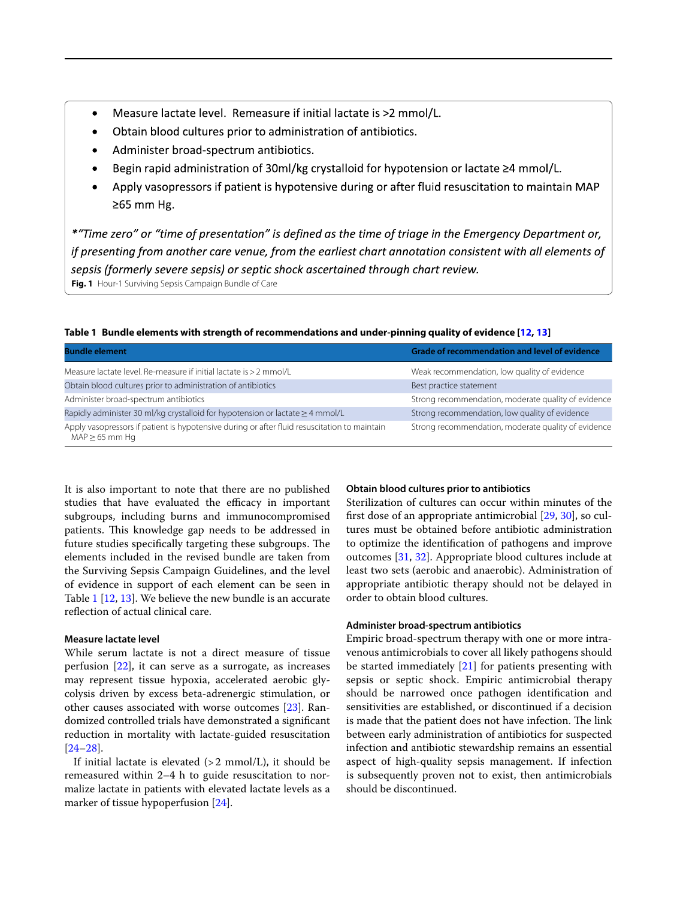- Measure lactate level. Remeasure if initial lactate is >2 mmol/L.
- Obtain blood cultures prior to administration of antibiotics.
- Administer broad-spectrum antibiotics.
- Begin rapid administration of 30ml/kg crystalloid for hypotension or lactate ≥4 mmol/L.
- Apply vasopressors if patient is hypotensive during or after fluid resuscitation to maintain MAP ≥65 mm Hg.

*\*"Time zero" or "time of presentation" is defined as the time of triage in the Emergency Department or, if presenting from another care venue, from the earliest chart annotation consistent with all elements of sepsis (formerly severe sepsis) or septic shock ascertained through chart review.*

**Fig. 1** Hour-1 Surviving Sepsis Campaign Bundle of Care

**Table 1 Bundle elements with strength of recommendations and under-pinning quality of evidence [12, 13]**

| Bundle element | Grade of recommendation and level of evidence |
|---|---|
| Measure lactate level. Re-measure if initial lactate is > 2 mmol/L | Weak recommendation, low quality of evidence |
| Obtain blood cultures prior to administration of antibiotics | Best practice statement |
| Administer broad-spectrum antibiotics | Strong recommendation, moderate quality of evidence |
| Rapidly administer 30 ml/kg crystalloid for hypotension or lactate ≥ 4 mmol/L | Strong recommendation, low quality of evidence |
| Apply vasopressors if patient is hypotensive during or after fluid resuscitation to maintain MAP ≥ 65 mm Hg | Strong recommendation, moderate quality of evidence |

It is also important to note that there are no published studies that have evaluated the efficacy in important subgroups, including burns and immunocompromised patients. This knowledge gap needs to be addressed in future studies specifically targeting these subgroups. The elements included in the revised bundle are taken from the Surviving Sepsis Campaign Guidelines, and the level of evidence in support of each element can be seen in Table 1 [12, 13]. We believe the new bundle is an accurate reflection of actual clinical care.

### Measure lactate level

While serum lactate is not a direct measure of tissue perfusion [22], it can serve as a surrogate, as increases may represent tissue hypoxia, accelerated aerobic glycolysis driven by excess beta-adrenergic stimulation, or other causes associated with worse outcomes [23]. Randomized controlled trials have demonstrated a significant reduction in mortality with lactate-guided resuscitation [24–28].

If initial lactate is elevated (> 2 mmol/L), it should be remeasured within 2–4 h to guide resuscitation to normalize lactate in patients with elevated lactate levels as a marker of tissue hypoperfusion [24].

### Obtain blood cultures prior to antibiotics

Sterilization of cultures can occur within minutes of the first dose of an appropriate antimicrobial [29, 30], so cultures must be obtained before antibiotic administration to optimize the identification of pathogens and improve outcomes [31, 32]. Appropriate blood cultures include at least two sets (aerobic and anaerobic). Administration of appropriate antibiotic therapy should not be delayed in order to obtain blood cultures.

### Administer broad-spectrum antibiotics

Empiric broad-spectrum therapy with one or more intravenous antimicrobials to cover all likely pathogens should be started immediately [21] for patients presenting with sepsis or septic shock. Empiric antimicrobial therapy should be narrowed once pathogen identification and sensitivities are established, or discontinued if a decision is made that the patient does not have infection. The link between early administration of antibiotics for suspected infection and antibiotic stewardship remains an essential aspect of high-quality sepsis management. If infection is subsequently proven not to exist, then antimicrobials should be discontinued.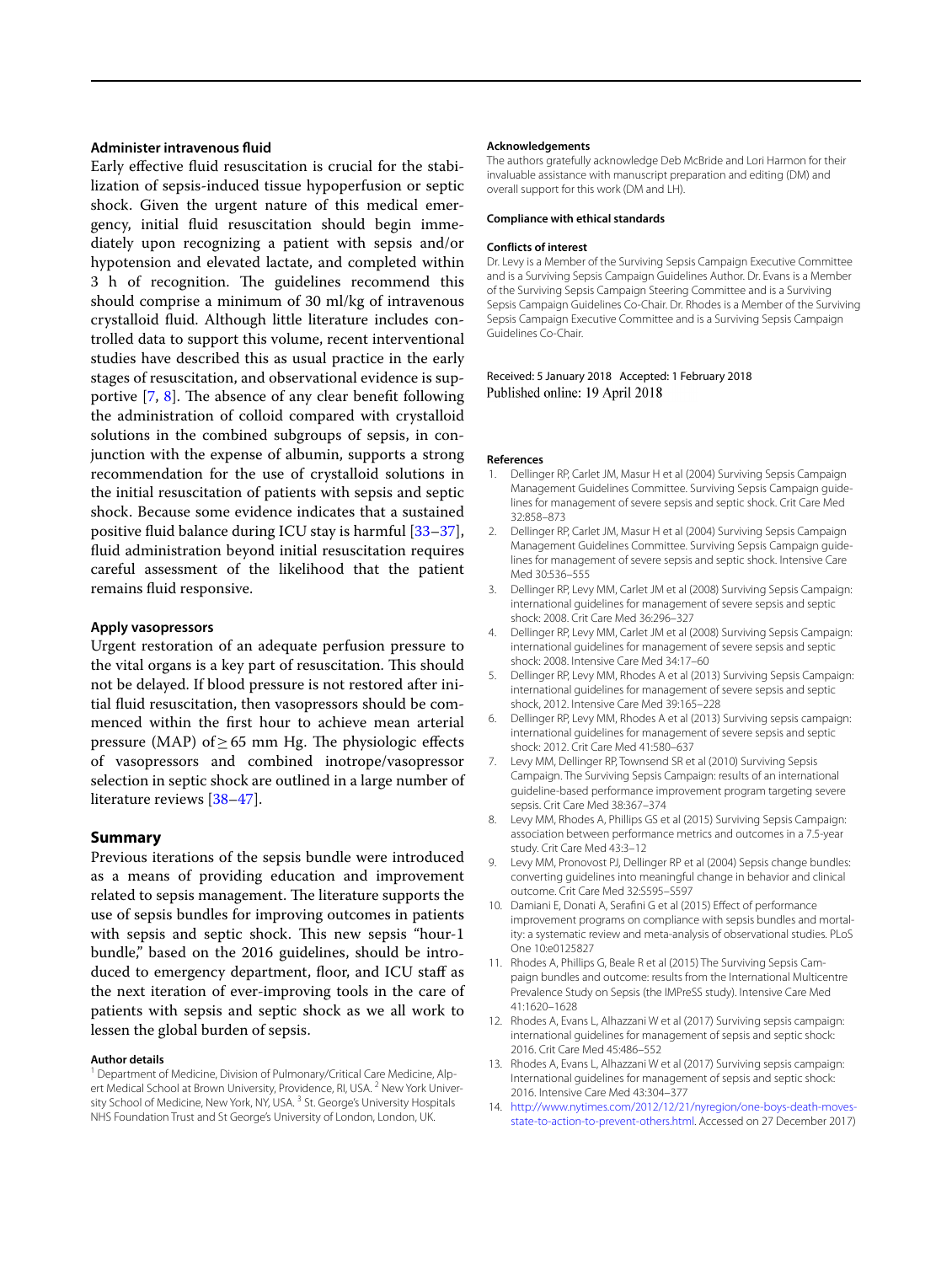### Administer intravenous fluid

Early effective fluid resuscitation is crucial for the stabilization of sepsis-induced tissue hypoperfusion or septic shock. Given the urgent nature of this medical emergency, initial fluid resuscitation should begin immediately upon recognizing a patient with sepsis and/or hypotension and elevated lactate, and completed within 3 h of recognition. The guidelines recommend this should comprise a minimum of 30 ml/kg of intravenous crystalloid fluid. Although little literature includes controlled data to support this volume, recent interventional studies have described this as usual practice in the early stages of resuscitation, and observational evidence is supportive [7, 8]. The absence of any clear benefit following the administration of colloid compared with crystalloid solutions in the combined subgroups of sepsis, in conjunction with the expense of albumin, supports a strong recommendation for the use of crystalloid solutions in the initial resuscitation of patients with sepsis and septic shock. Because some evidence indicates that a sustained positive fluid balance during ICU stay is harmful [33–37], fluid administration beyond initial resuscitation requires careful assessment of the likelihood that the patient remains fluid responsive.

### Apply vasopressors

Urgent restoration of an adequate perfusion pressure to the vital organs is a key part of resuscitation. This should not be delayed. If blood pressure is not restored after initial fluid resuscitation, then vasopressors should be commenced within the first hour to achieve mean arterial pressure (MAP) of $\geq 65$ mm Hg. The physiologic effects of vasopressors and combined inotrope/vasopressor selection in septic shock are outlined in a large number of literature reviews [38–47].

## Summary

Previous iterations of the sepsis bundle were introduced as a means of providing education and improvement related to sepsis management. The literature supports the use of sepsis bundles for improving outcomes in patients with sepsis and septic shock. This new sepsis "hour-1 bundle," based on the 2016 guidelines, should be introduced to emergency department, floor, and ICU staff as the next iteration of ever-improving tools in the care of patients with sepsis and septic shock as we all work to lessen the global burden of sepsis.

#### Author details

[1] Department of Medicine, Division of Pulmonary/Critical Care Medicine, Alpert Medical School at Brown University, Providence, RI, USA. [2] New York University School of Medicine, New York, NY, USA. [3] St. George's University Hospitals NHS Foundation Trust and St George's University of London, London, UK.

#### Acknowledgements

The authors gratefully acknowledge Deb McBride and Lori Harmon for their invaluable assistance with manuscript preparation and editing (DM) and overall support for this work (DM and LH).

#### Compliance with ethical standards

#### Conflicts of interest

Dr. Levy is a Member of the Surviving Sepsis Campaign Executive Committee and is a Surviving Sepsis Campaign Guidelines Author. Dr. Evans is a Member of the Surviving Sepsis Campaign Steering Committee and is a Surviving Sepsis Campaign Guidelines Co-Chair. Dr. Rhodes is a Member of the Surviving Sepsis Campaign Executive Committee and is a Surviving Sepsis Campaign Guidelines Co-Chair.

Received: 5 January 2018 Accepted: 1 February 2018
Published online: 19 April 2018

#### References

1. Dellinger RP, Carlet JM, Masur H et al (2004) Surviving Sepsis Campaign Management Guidelines Committee. Surviving Sepsis Campaign guidelines for management of severe sepsis and septic shock. Crit Care Med 32:858–873
2. Dellinger RP, Carlet JM, Masur H et al (2004) Surviving Sepsis Campaign Management Guidelines Committee. Surviving Sepsis Campaign guidelines for management of severe sepsis and septic shock. Intensive Care Med 30:536–555
3. Dellinger RP, Levy MM, Carlet JM et al (2008) Surviving Sepsis Campaign: international guidelines for management of severe sepsis and septic shock: 2008. Crit Care Med 36:296–327
4. Dellinger RP, Levy MM, Carlet JM et al (2008) Surviving Sepsis Campaign: international guidelines for management of severe sepsis and septic shock: 2008. Intensive Care Med 34:17–60
5. Dellinger RP, Levy MM, Rhodes A et al (2013) Surviving Sepsis Campaign: international guidelines for management of severe sepsis and septic shock, 2012. Intensive Care Med 39:165–228
6. Dellinger RP, Levy MM, Rhodes A et al (2013) Surviving sepsis campaign: international guidelines for management of severe sepsis and septic shock: 2012. Crit Care Med 41:580–637
7. Levy MM, Dellinger RP, Townsend SR et al (2010) Surviving Sepsis Campaign. The Surviving Sepsis Campaign: results of an international guideline-based performance improvement program targeting severe sepsis. Crit Care Med 38:367–374
8. Levy MM, Rhodes A, Phillips GS et al (2015) Surviving Sepsis Campaign: association between performance metrics and outcomes in a 7.5-year study. Crit Care Med 43:3–12
9. Levy MM, Pronovost PJ, Dellinger RP et al (2004) Sepsis change bundles: converting guidelines into meaningful change in behavior and clinical outcome. Crit Care Med 32:S595–S597
10. Damiani E, Donati A, Serafini G et al (2015) Effect of performance improvement programs on compliance with sepsis bundles and mortality: a systematic review and meta-analysis of observational studies. PLoS One 10:e0125827
11. Rhodes A, Phillips G, Beale R et al (2015) The Surviving Sepsis Campaign bundles and outcome: results from the International Multicentre Prevalence Study on Sepsis (the IMPreSS study). Intensive Care Med 41:1620–1628
12. Rhodes A, Evans L, Alhazzani W et al (2017) Surviving sepsis campaign: international guidelines for management of sepsis and septic shock: 2016. Crit Care Med 45:486–552
13. Rhodes A, Evans L, Alhazzani W et al (2017) Surviving sepsis campaign: International guidelines for management of sepsis and septic shock: 2016. Intensive Care Med 43:304–377
14. http://www.nytimes.com/2012/12/21/nyregion/one-boys-death-moves-state-to-action-to-prevent-others.html. Accessed on 27 December 2017)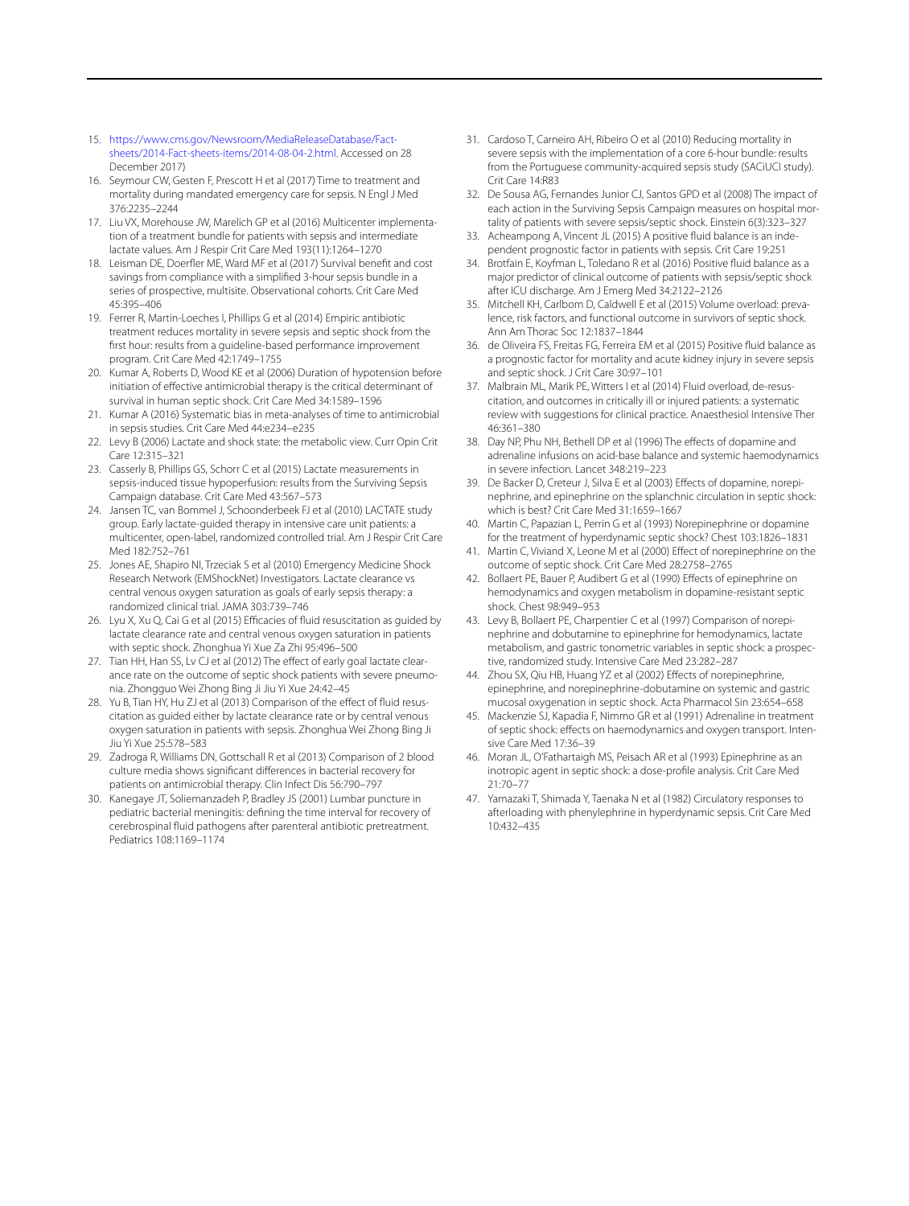15. https://www.cms.gov/Newsroom/MediaReleaseDatabase/Fact-sheets/2014-Fact-sheets-items/2014-08-04-2.html. Accessed on 28 December 2017)
16. Seymour CW, Gesten F, Prescott H et al (2017) Time to treatment and mortality during mandated emergency care for sepsis. N Engl J Med 376:2235–2244
17. Liu VX, Morehouse JW, Marelich GP et al (2016) Multicenter implementation of a treatment bundle for patients with sepsis and intermediate lactate values. Am J Respir Crit Care Med 193(11):1264–1270
18. Leisman DE, Doerfler ME, Ward MF et al (2017) Survival benefit and cost savings from compliance with a simplified 3-hour sepsis bundle in a series of prospective, multisite. Observational cohorts. Crit Care Med 45:395–406
19. Ferrer R, Martin-Loeches I, Phillips G et al (2014) Empiric antibiotic treatment reduces mortality in severe sepsis and septic shock from the first hour: results from a guideline-based performance improvement program. Crit Care Med 42:1749–1755
20. Kumar A, Roberts D, Wood KE et al (2006) Duration of hypotension before initiation of effective antimicrobial therapy is the critical determinant of survival in human septic shock. Crit Care Med 34:1589–1596
21. Kumar A (2016) Systematic bias in meta-analyses of time to antimicrobial in sepsis studies. Crit Care Med 44:e234–e235
22. Levy B (2006) Lactate and shock state: the metabolic view. Curr Opin Crit Care 12:315–321
23. Casserly B, Phillips GS, Schorr C et al (2015) Lactate measurements in sepsis-induced tissue hypoperfusion: results from the Surviving Sepsis Campaign database. Crit Care Med 43:567–573
24. Jansen TC, van Bommel J, Schoonderbeek FJ et al (2010) LACTATE study group. Early lactate-guided therapy in intensive care unit patients: a multicenter, open-label, randomized controlled trial. Am J Respir Crit Care Med 182:752–761
25. Jones AE, Shapiro NI, Trzeciak S et al (2010) Emergency Medicine Shock Research Network (EMShockNet) Investigators. Lactate clearance vs central venous oxygen saturation as goals of early sepsis therapy: a randomized clinical trial. JAMA 303:739–746
26. Lyu X, Xu Q, Cai G et al (2015) Efficacies of fluid resuscitation as guided by lactate clearance rate and central venous oxygen saturation in patients with septic shock. Zhonghua Yi Xue Za Zhi 95:496–500
27. Tian HH, Han SS, Lv CJ et al (2012) The effect of early goal lactate clearance rate on the outcome of septic shock patients with severe pneumonia. Zhongguo Wei Zhong Bing Ji Jiu Yi Xue 24:42–45
28. Yu B, Tian HY, Hu ZJ et al (2013) Comparison of the effect of fluid resuscitation as guided either by lactate clearance rate or by central venous oxygen saturation in patients with sepsis. Zhonghua Wei Zhong Bing Ji Jiu Yi Xue 25:578–583
29. Zadroga R, Williams DN, Gottschall R et al (2013) Comparison of 2 blood culture media shows significant differences in bacterial recovery for patients on antimicrobial therapy. Clin Infect Dis 56:790–797
30. Kanegaye JT, Soliemanzadeh P, Bradley JS (2001) Lumbar puncture in pediatric bacterial meningitis: defining the time interval for recovery of cerebrospinal fluid pathogens after parenteral antibiotic pretreatment. Pediatrics 108:1169–1174
31. Cardoso T, Carneiro AH, Ribeiro O et al (2010) Reducing mortality in severe sepsis with the implementation of a core 6-hour bundle: results from the Portuguese community-acquired sepsis study (SACiUCI study). Crit Care 14:R83
32. De Sousa AG, Fernandes Junior CJ, Santos GPD et al (2008) The impact of each action in the Surviving Sepsis Campaign measures on hospital mortality of patients with severe sepsis/septic shock. Einstein 6(3):323–327
33. Acheampong A, Vincent JL (2015) A positive fluid balance is an independent prognostic factor in patients with sepsis. Crit Care 19:251
34. Brotfain E, Koyfman L, Toledano R et al (2016) Positive fluid balance as a major predictor of clinical outcome of patients with sepsis/septic shock after ICU discharge. Am J Emerg Med 34:2122–2126
35. Mitchell KH, Carlbom D, Caldwell E et al (2015) Volume overload: prevalence, risk factors, and functional outcome in survivors of septic shock. Ann Am Thorac Soc 12:1837–1844
36. de Oliveira FS, Freitas FG, Ferreira EM et al (2015) Positive fluid balance as a prognostic factor for mortality and acute kidney injury in severe sepsis and septic shock. J Crit Care 30:97–101
37. Malbrain ML, Marik PE, Witters I et al (2014) Fluid overload, de-resuscitation, and outcomes in critically ill or injured patients: a systematic review with suggestions for clinical practice. Anaesthesiol Intensive Ther 46:361–380
38. Day NP, Phu NH, Bethell DP et al (1996) The effects of dopamine and adrenaline infusions on acid-base balance and systemic haemodynamics in severe infection. Lancet 348:219–223
39. De Backer D, Creteur J, Silva E et al (2003) Effects of dopamine, norepinephrine, and epinephrine on the splanchnic circulation in septic shock: which is best? Crit Care Med 31:1659–1667
40. Martin C, Papazian L, Perrin G et al (1993) Norepinephrine or dopamine for the treatment of hyperdynamic septic shock? Chest 103:1826–1831
41. Martin C, Viviand X, Leone M et al (2000) Effect of norepinephrine on the outcome of septic shock. Crit Care Med 28:2758–2765
42. Bollaert PE, Bauer P, Audibert G et al (1990) Effects of epinephrine on hemodynamics and oxygen metabolism in dopamine-resistant septic shock. Chest 98:949–953
43. Levy B, Bollaert PE, Charpentier C et al (1997) Comparison of norepinephrine and dobutamine to epinephrine for hemodynamics, lactate metabolism, and gastric tonometric variables in septic shock: a prospective, randomized study. Intensive Care Med 23:282–287
44. Zhou SX, Qiu HB, Huang YZ et al (2002) Effects of norepinephrine, epinephrine, and norepinephrine-dobutamine on systemic and gastric mucosal oxygenation in septic shock. Acta Pharmacol Sin 23:654–658
45. Mackenzie SJ, Kapadia F, Nimmo GR et al (1991) Adrenaline in treatment of septic shock: effects on haemodynamics and oxygen transport. Intensive Care Med 17:36–39
46. Moran JL, O'Fathartaigh MS, Peisach AR et al (1993) Epinephrine as an inotropic agent in septic shock: a dose-profile analysis. Crit Care Med 21:70–77
47. Yamazaki T, Shimada Y, Taenaka N et al (1982) Circulatory responses to afterloading with phenylephrine in hyperdynamic sepsis. Crit Care Med 10:432–435